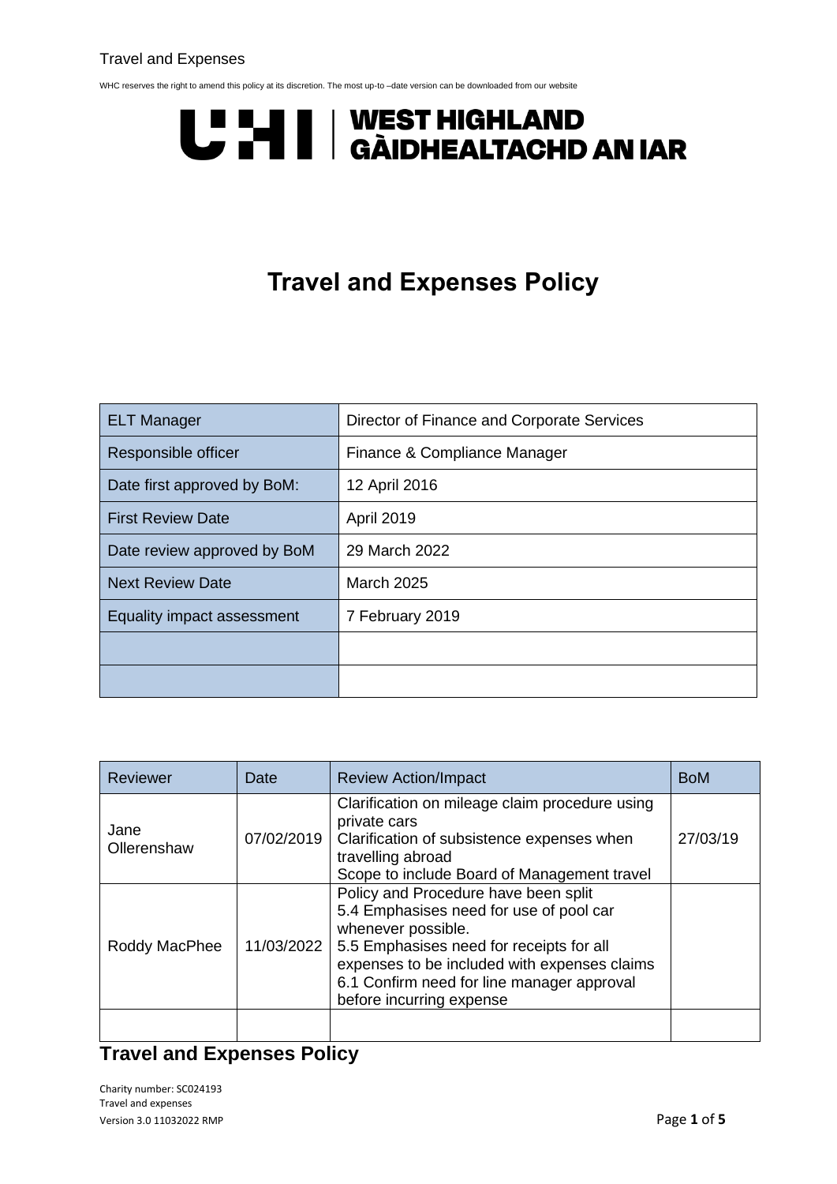WHC reserves the right to amend this policy at its discretion. The most up-to –date version can be downloaded from our website

**UHI | WEST HIGHLAND GÀIDHEALTACHD AN IAR**

# Travel and Expenses Policy

| ELT Manager | Director of Finance and Corporate Services |
|---|---|
| Responsible officer | Finance & Compliance Manager |
| Date first approved by BoM: | 12 April 2016 |
| First Review Date | April 2019 |
| Date review approved by BoM | 29 March 2022 |
| Next Review Date | March 2025 |
| Equality impact assessment | 7 February 2019 |
| | |
| | |

| Reviewer | Date | Review Action/Impact | BoM |
|---|---|---|---|
| Jane Ollerenshaw | 07/02/2019 | Clarification on mileage claim procedure using private cars<br>Clarification of subsistence expenses when travelling abroad<br>Scope to include Board of Management travel | 27/03/19 |
| Roddy MacPhee | 11/03/2022 | Policy and Procedure have been split<br>5.4 Emphasises need for use of pool car whenever possible.<br>5.5 Emphasises need for receipts for all expenses to be included with expenses claims<br>6.1 Confirm need for line manager approval before incurring expense | |
| | | | |

## Travel and Expenses Policy

Charity number: SC024193
Travel and expenses
Version 3.0 11032022 RMP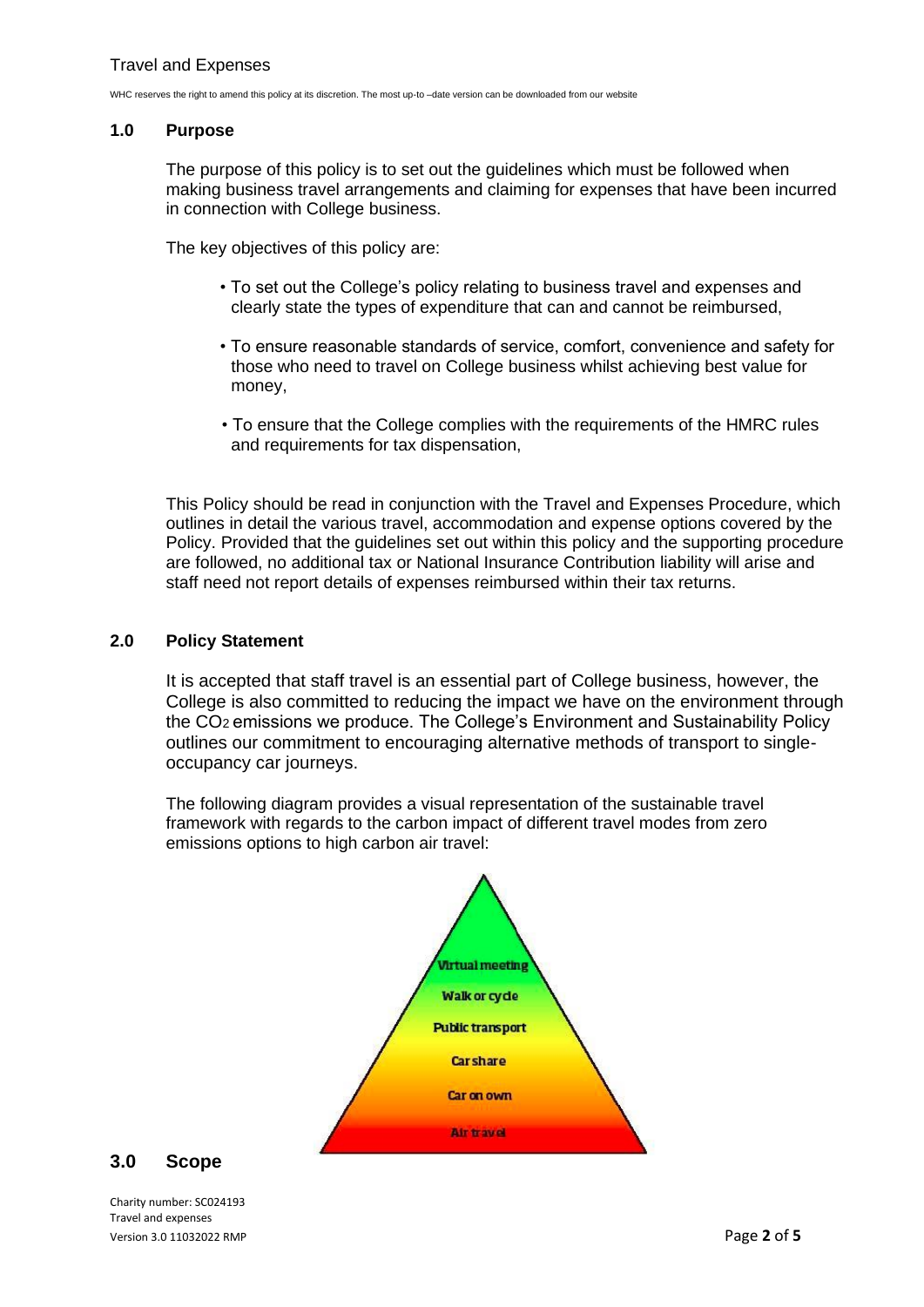## 1.0 Purpose

The purpose of this policy is to set out the guidelines which must be followed when making business travel arrangements and claiming for expenses that have been incurred in connection with College business.

The key objectives of this policy are:

- To set out the College's policy relating to business travel and expenses and clearly state the types of expenditure that can and cannot be reimbursed,
- To ensure reasonable standards of service, comfort, convenience and safety for those who need to travel on College business whilst achieving best value for money,
- To ensure that the College complies with the requirements of the HMRC rules and requirements for tax dispensation,

This Policy should be read in conjunction with the Travel and Expenses Procedure, which outlines in detail the various travel, accommodation and expense options covered by the Policy. Provided that the guidelines set out within this policy and the supporting procedure are followed, no additional tax or National Insurance Contribution liability will arise and staff need not report details of expenses reimbursed within their tax returns.

## 2.0 Policy Statement

It is accepted that staff travel is an essential part of College business, however, the College is also committed to reducing the impact we have on the environment through the $CO_2$ emissions we produce. The College's Environment and Sustainability Policy outlines our commitment to encouraging alternative methods of transport to single-occupancy car journeys.

The following diagram provides a visual representation of the sustainable travel framework with regards to the carbon impact of different travel modes from zero emissions options to high carbon air travel:

- Virtual meeting
- Walk or cycle
- Public transport
- Car share
- Car on own
- Air travel

## 3.0 Scope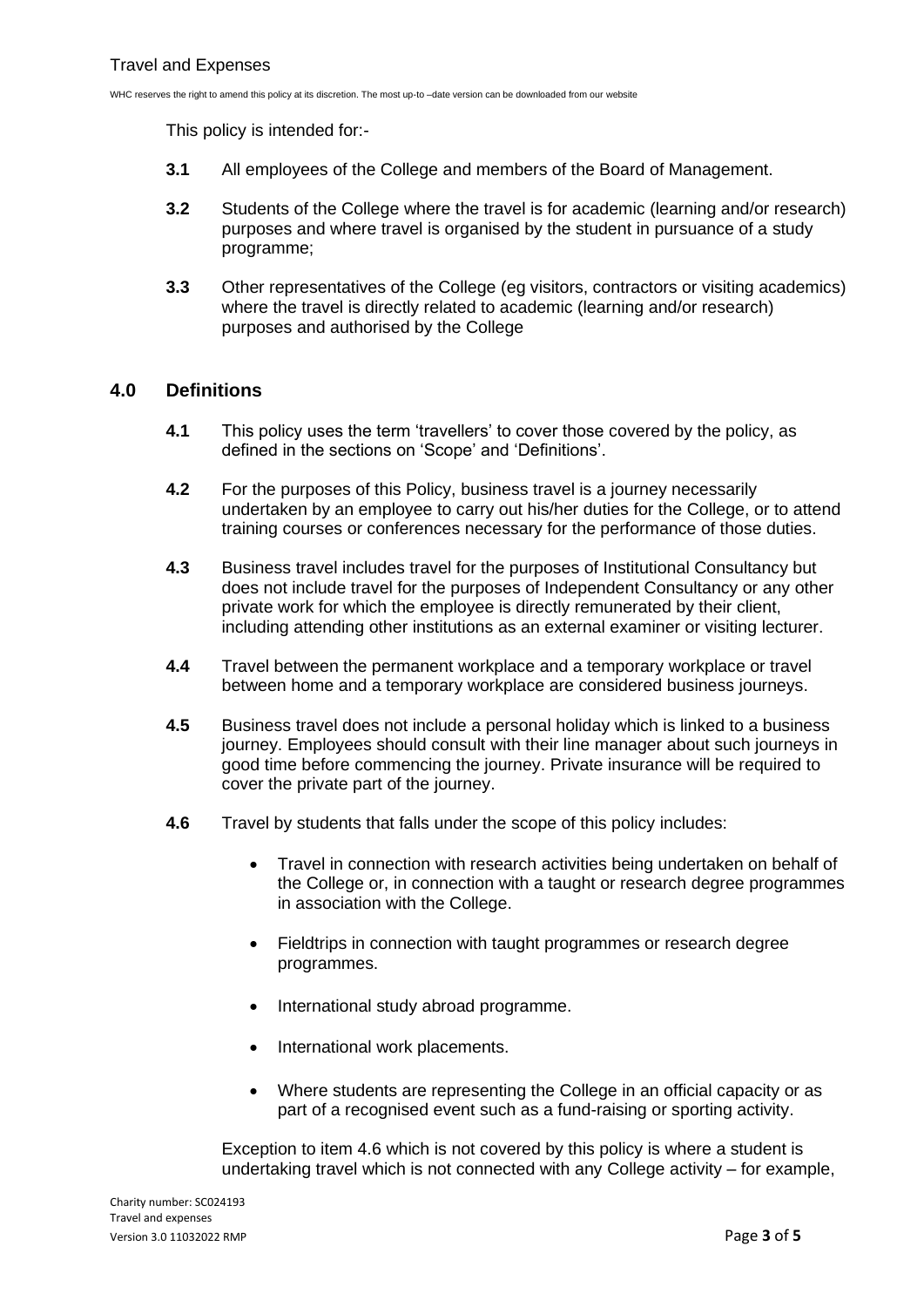This policy is intended for:-

**3.1** All employees of the College and members of the Board of Management.

**3.2** Students of the College where the travel is for academic (learning and/or research) purposes and where travel is organised by the student in pursuance of a study programme;

**3.3** Other representatives of the College (eg visitors, contractors or visiting academics) where the travel is directly related to academic (learning and/or research) purposes and authorised by the College

## 4.0 Definitions

**4.1** This policy uses the term 'travellers' to cover those covered by the policy, as defined in the sections on 'Scope' and 'Definitions'.

**4.2** For the purposes of this Policy, business travel is a journey necessarily undertaken by an employee to carry out his/her duties for the College, or to attend training courses or conferences necessary for the performance of those duties.

**4.3** Business travel includes travel for the purposes of Institutional Consultancy but does not include travel for the purposes of Independent Consultancy or any other private work for which the employee is directly remunerated by their client, including attending other institutions as an external examiner or visiting lecturer.

**4.4** Travel between the permanent workplace and a temporary workplace or travel between home and a temporary workplace are considered business journeys.

**4.5** Business travel does not include a personal holiday which is linked to a business journey. Employees should consult with their line manager about such journeys in good time before commencing the journey. Private insurance will be required to cover the private part of the journey.

**4.6** Travel by students that falls under the scope of this policy includes:

- Travel in connection with research activities being undertaken on behalf of the College or, in connection with a taught or research degree programmes in association with the College.
- Fieldtrips in connection with taught programmes or research degree programmes.
- International study abroad programme.
- International work placements.
- Where students are representing the College in an official capacity or as part of a recognised event such as a fund-raising or sporting activity.

Exception to item 4.6 which is not covered by this policy is where a student is undertaking travel which is not connected with any College activity – for example,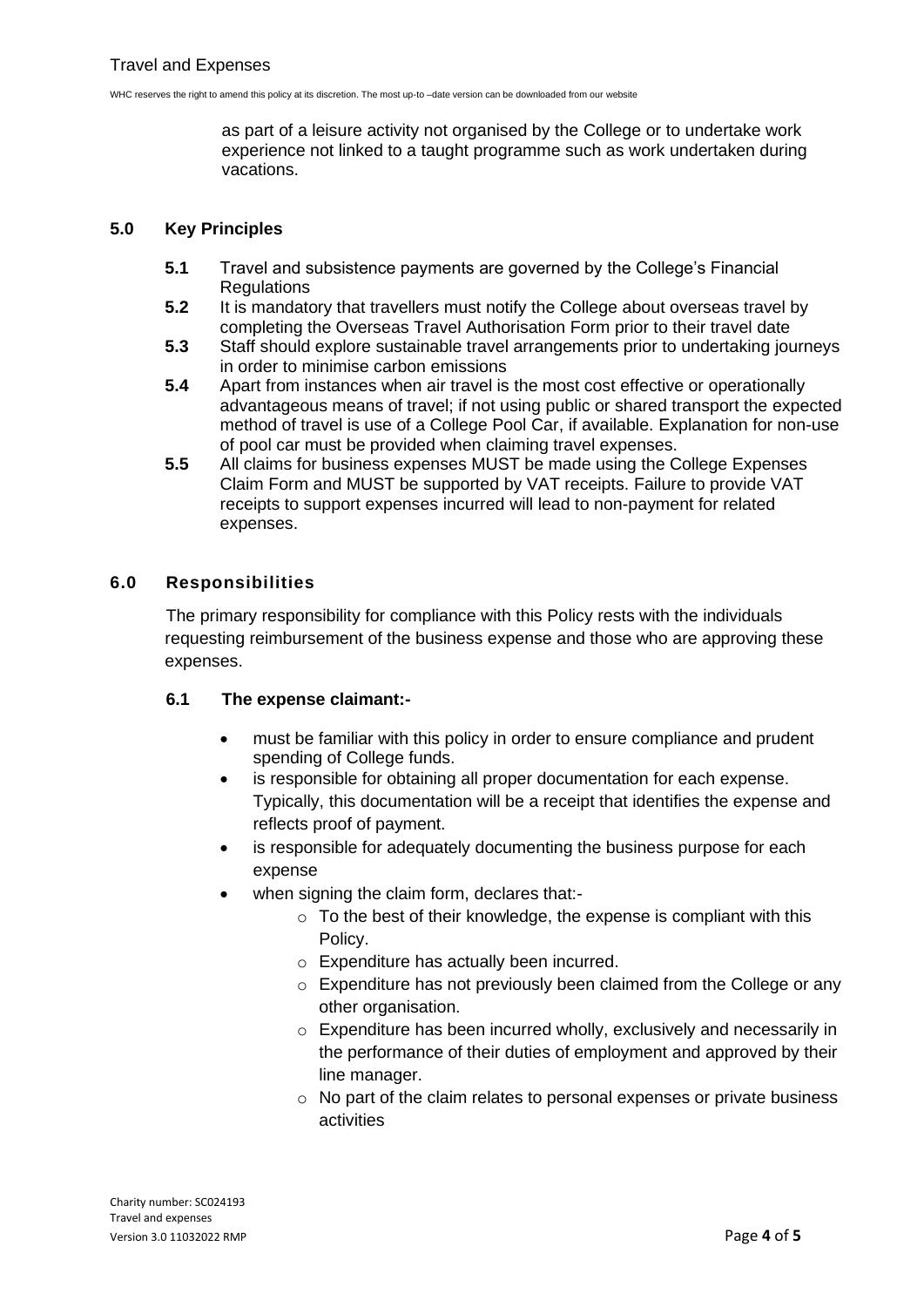as part of a leisure activity not organised by the College or to undertake work experience not linked to a taught programme such as work undertaken during vacations.

## 5.0 Key Principles

**5.1** Travel and subsistence payments are governed by the College's Financial Regulations

**5.2** It is mandatory that travellers must notify the College about overseas travel by completing the Overseas Travel Authorisation Form prior to their travel date

**5.3** Staff should explore sustainable travel arrangements prior to undertaking journeys in order to minimise carbon emissions

**5.4** Apart from instances when air travel is the most cost effective or operationally advantageous means of travel; if not using public or shared transport the expected method of travel is use of a College Pool Car, if available. Explanation for non-use of pool car must be provided when claiming travel expenses.

**5.5** All claims for business expenses MUST be made using the College Expenses Claim Form and MUST be supported by VAT receipts. Failure to provide VAT receipts to support expenses incurred will lead to non-payment for related expenses.

## 6.0 Responsibilities

The primary responsibility for compliance with this Policy rests with the individuals requesting reimbursement of the business expense and those who are approving these expenses.

### 6.1 The expense claimant:-

- must be familiar with this policy in order to ensure compliance and prudent spending of College funds.
- is responsible for obtaining all proper documentation for each expense. Typically, this documentation will be a receipt that identifies the expense and reflects proof of payment.
- is responsible for adequately documenting the business purpose for each expense
- when signing the claim form, declares that:-
    - To the best of their knowledge, the expense is compliant with this Policy.
    - Expenditure has actually been incurred.
    - Expenditure has not previously been claimed from the College or any other organisation.
    - Expenditure has been incurred wholly, exclusively and necessarily in the performance of their duties of employment and approved by their line manager.
    - No part of the claim relates to personal expenses or private business activities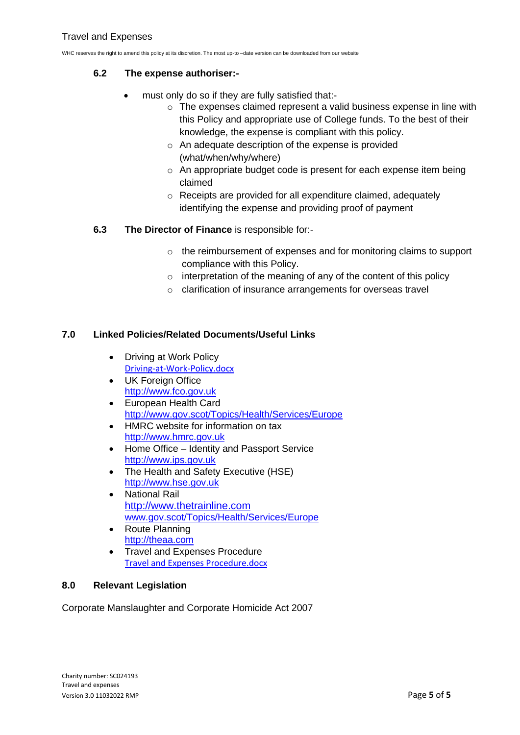### 6.2 The expense authoriser:-

- must only do so if they are fully satisfied that:-
  - The expenses claimed represent a valid business expense in line with this Policy and appropriate use of College funds. To the best of their knowledge, the expense is compliant with this policy.
  - An adequate description of the expense is provided (what/when/why/where)
  - An appropriate budget code is present for each expense item being claimed
  - Receipts are provided for all expenditure claimed, adequately identifying the expense and providing proof of payment

### 6.3 **The Director of Finance** is responsible for:-

- the reimbursement of expenses and for monitoring claims to support compliance with this Policy.
- interpretation of the meaning of any of the content of this policy
- clarification of insurance arrangements for overseas travel

## 7.0 Linked Policies/Related Documents/Useful Links

- Driving at Work Policy
  Driving-at-Work-Policy.docx
- UK Foreign Office
  http://www.fco.gov.uk
- European Health Card
  http://www.gov.scot/Topics/Health/Services/Europe
- HMRC website for information on tax
  http://www.hmrc.gov.uk
- Home Office – Identity and Passport Service
  http://www.ips.gov.uk
- The Health and Safety Executive (HSE)
  http://www.hse.gov.uk
- National Rail
  http://www.thetrainline.com
  www.gov.scot/Topics/Health/Services/Europe
- Route Planning
  http://theaa.com
- Travel and Expenses Procedure
  Travel and Expenses Procedure.docx

## 8.0 Relevant Legislation

Corporate Manslaughter and Corporate Homicide Act 2007